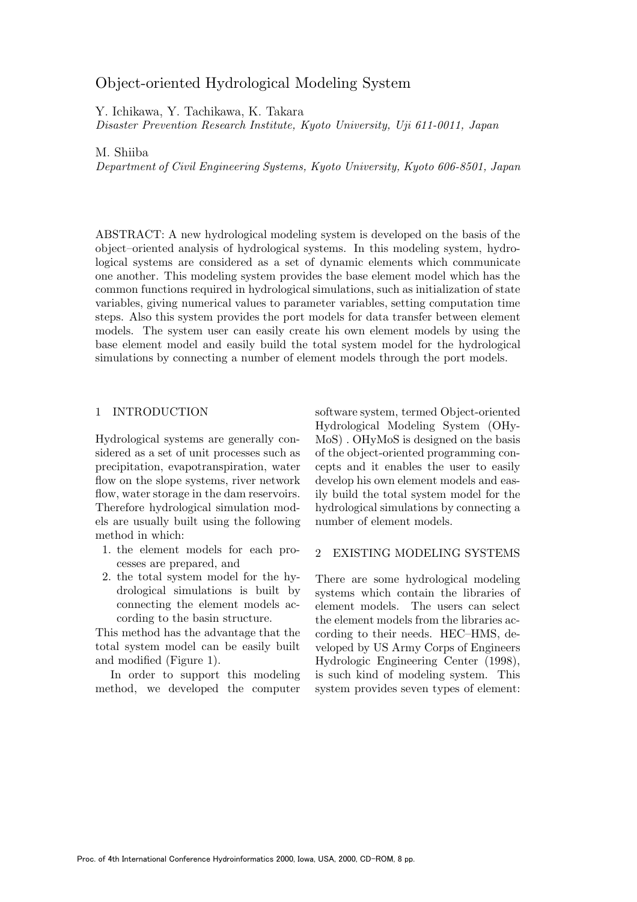# Object-oriented Hydrological Modeling System

Y. Ichikawa, Y. Tachikawa, K. Takara
*Disaster Prevention Research Institute, Kyoto University, Uji 611-0011, Japan*

M. Shiiba
*Department of Civil Engineering Systems, Kyoto University, Kyoto 606-8501, Japan*

ABSTRACT: A new hydrological modeling system is developed on the basis of the object–oriented analysis of hydrological systems. In this modeling system, hydrological systems are considered as a set of dynamic elements which communicate one another. This modeling system provides the base element model which has the common functions required in hydrological simulations, such as initialization of state variables, giving numerical values to parameter variables, setting computation time steps. Also this system provides the port models for data transfer between element models. The system user can easily create his own element models by using the base element model and easily build the total system model for the hydrological simulations by connecting a number of element models through the port models.

## 1 INTRODUCTION

Hydrological systems are generally considered as a set of unit processes such as precipitation, evapotranspiration, water flow on the slope systems, river network flow, water storage in the dam reservoirs. Therefore hydrological simulation models are usually built using the following method in which:

1. the element models for each processes are prepared, and
2. the total system model for the hydrological simulations is built by connecting the element models according to the basin structure.

This method has the advantage that the total system model can be easily built and modified (Figure 1).

In order to support this modeling method, we developed the computer software system, termed Object-oriented Hydrological Modeling System (OHyMoS) . OHyMoS is designed on the basis of the object-oriented programming concepts and it enables the user to easily develop his own element models and easily build the total system model for the hydrological simulations by connecting a number of element models.

## 2 EXISTING MODELING SYSTEMS

There are some hydrological modeling systems which contain the libraries of element models. The users can select the element models from the libraries according to their needs. HEC–HMS, developed by US Army Corps of Engineers Hydrologic Engineering Center (1998), is such kind of modeling system. This system provides seven types of element: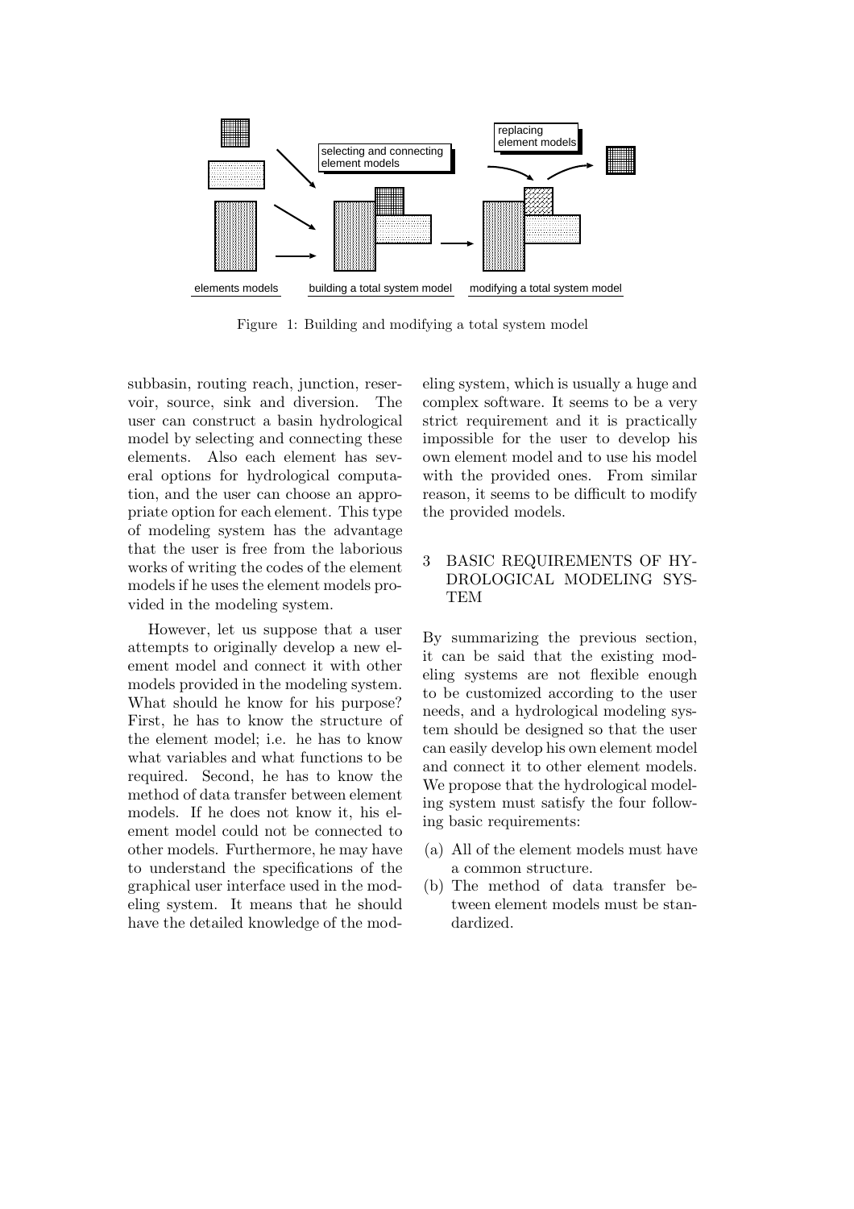Figure 1: Building and modifying a total system model

subbasin, routing reach, junction, reservoir, source, sink and diversion. The user can construct a basin hydrological model by selecting and connecting these elements. Also each element has several options for hydrological computation, and the user can choose an appropriate option for each element. This type of modeling system has the advantage that the user is free from the laborious works of writing the codes of the element models if he uses the element models provided in the modeling system.

However, let us suppose that a user attempts to originally develop a new element model and connect it with other models provided in the modeling system. What should he know for his purpose? First, he has to know the structure of the element model; i.e. he has to know what variables and what functions to be required. Second, he has to know the method of data transfer between element models. If he does not know it, his element model could not be connected to other models. Furthermore, he may have to understand the specifications of the graphical user interface used in the modeling system. It means that he should have the detailed knowledge of the modeling system, which is usually a huge and complex software. It seems to be a very strict requirement and it is practically impossible for the user to develop his own element model and to use his model with the provided ones. From similar reason, it seems to be difficult to modify the provided models.

## 3 BASIC REQUIREMENTS OF HYDROLOGICAL MODELING SYSTEM

By summarizing the previous section, it can be said that the existing modeling systems are not flexible enough to be customized according to the user needs, and a hydrological modeling system should be designed so that the user can easily develop his own element model and connect it to other element models. We propose that the hydrological modeling system must satisfy the four following basic requirements:

(a) All of the element models must have a common structure.

(b) The method of data transfer between element models must be standardized.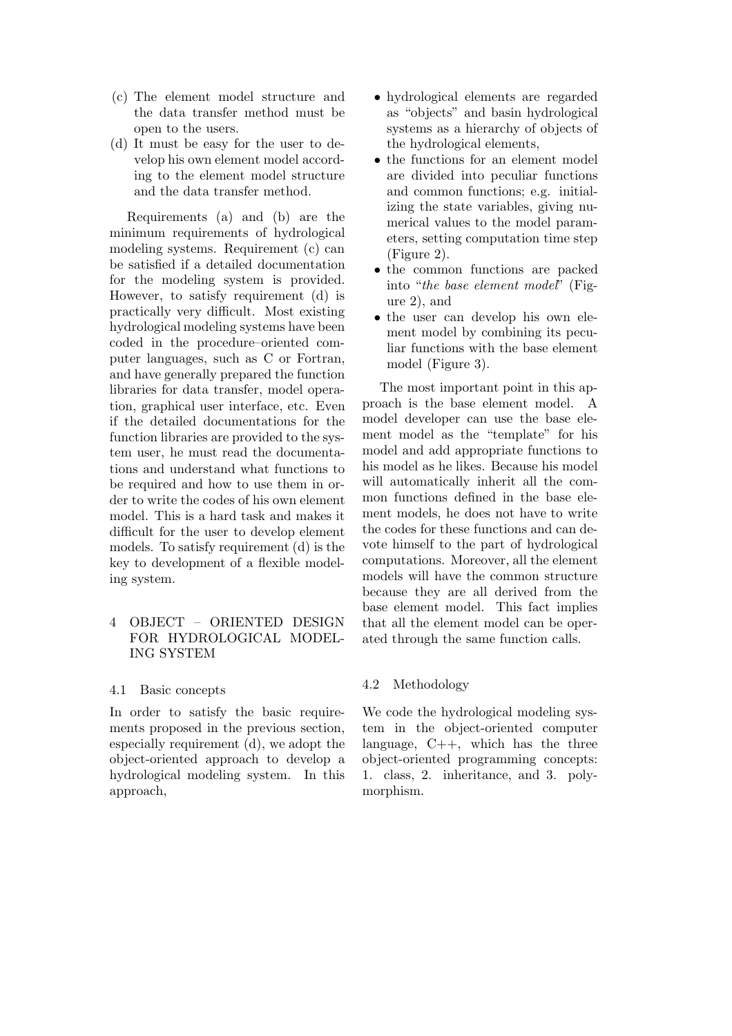(c) The element model structure and the data transfer method must be open to the users.

(d) It must be easy for the user to develop his own element model according to the element model structure and the data transfer method.

Requirements (a) and (b) are the minimum requirements of hydrological modeling systems. Requirement (c) can be satisfied if a detailed documentation for the modeling system is provided. However, to satisfy requirement (d) is practically very difficult. Most existing hydrological modeling systems have been coded in the procedure–oriented computer languages, such as C or Fortran, and have generally prepared the function libraries for data transfer, model operation, graphical user interface, etc. Even if the detailed documentations for the function libraries are provided to the system user, he must read the documentations and understand what functions to be required and how to use them in order to write the codes of his own element model. This is a hard task and makes it difficult for the user to develop element models. To satisfy requirement (d) is the key to development of a flexible modeling system.

## 4 OBJECT – ORIENTED DESIGN FOR HYDROLOGICAL MODELING SYSTEM

### 4.1 Basic concepts

In order to satisfy the basic requirements proposed in the previous section, especially requirement (d), we adopt the object-oriented approach to develop a hydrological modeling system. In this approach,

- hydrological elements are regarded as "objects" and basin hydrological systems as a hierarchy of objects of the hydrological elements,
- the functions for an element model are divided into peculiar functions and common functions; e.g. initializing the state variables, giving numerical values to the model parameters, setting computation time step (Figure 2).
- the common functions are packed into "*the base element model*" (Figure 2), and
- the user can develop his own element model by combining its peculiar functions with the base element model (Figure 3).

The most important point in this approach is the base element model. A model developer can use the base element model as the "template" for his model and add appropriate functions to his model as he likes. Because his model will automatically inherit all the common functions defined in the base element models, he does not have to write the codes for these functions and can devote himself to the part of hydrological computations. Moreover, all the element models will have the common structure because they are all derived from the base element model. This fact implies that all the element model can be operated through the same function calls.

### 4.2 Methodology

We code the hydrological modeling system in the object-oriented computer language, C++, which has the three object-oriented programming concepts: 1. class, 2. inheritance, and 3. polymorphism.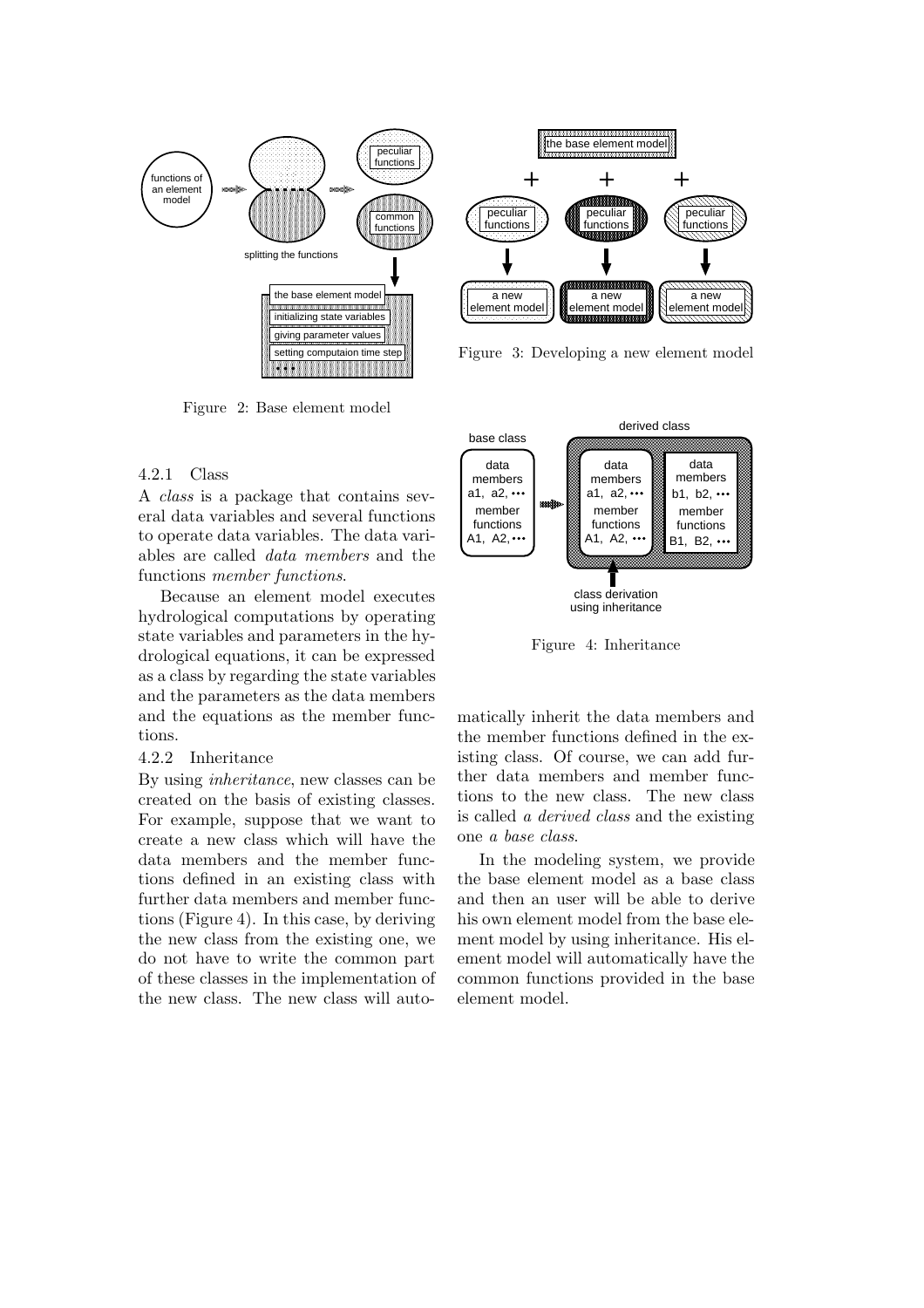Figure 2: Base element model

Figure 3: Developing a new element model

Figure 4: Inheritance

#### 4.2.1 Class

A *class* is a package that contains several data variables and several functions to operate data variables. The data variables are called *data members* and the functions *member functions*.

Because an element model executes hydrological computations by operating state variables and parameters in the hydrological equations, it can be expressed as a class by regarding the state variables and the parameters as the data members and the equations as the member functions.

#### 4.2.2 Inheritance

By using *inheritance*, new classes can be created on the basis of existing classes. For example, suppose that we want to create a new class which will have the data members and the member functions defined in an existing class with further data members and member functions (Figure 4). In this case, by deriving the new class from the existing one, we do not have to write the common part of these classes in the implementation of the new class. The new class will automatically inherit the data members and the member functions defined in the existing class. Of course, we can add further data members and member functions to the new class. The new class is called *a derived class* and the existing one *a base class*.

In the modeling system, we provide the base element model as a base class and then an user will be able to derive his own element model from the base element model by using inheritance. His element model will automatically have the common functions provided in the base element model.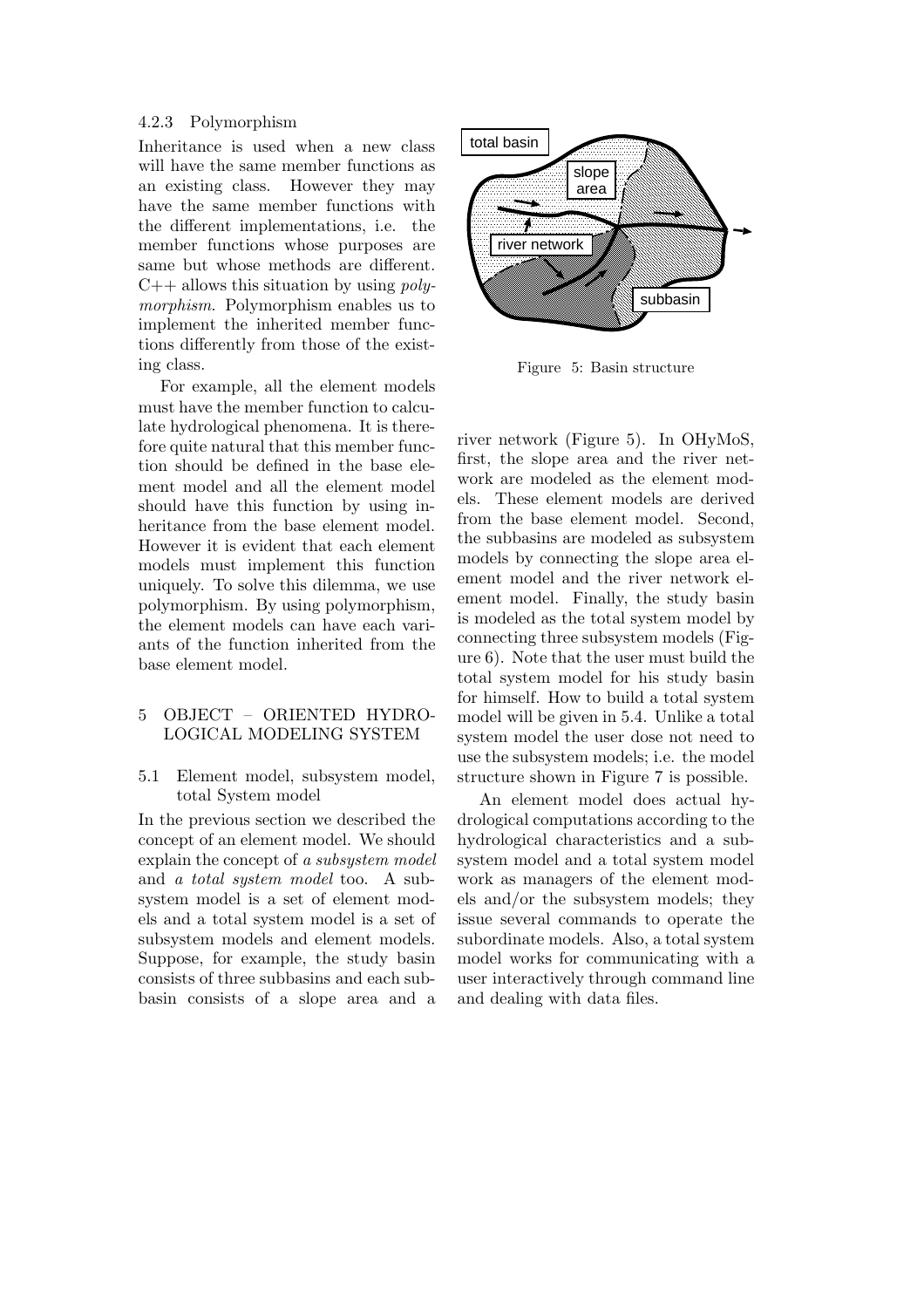### 4.2.3 Polymorphism

Inheritance is used when a new class will have the same member functions as an existing class. However they may have the same member functions with the different implementations, i.e. the member functions whose purposes are same but whose methods are different. C++ allows this situation by using *polymorphism*. Polymorphism enables us to implement the inherited member functions differently from those of the existing class.

For example, all the element models must have the member function to calculate hydrological phenomena. It is therefore quite natural that this member function should be defined in the base element model and all the element model should have this function by using inheritance from the base element model. However it is evident that each element models must implement this function uniquely. To solve this dilemma, we use polymorphism. By using polymorphism, the element models can have each variants of the function inherited from the base element model.

## 5 OBJECT – ORIENTED HYDROLOGICAL MODELING SYSTEM

### 5.1 Element model, subsystem model, total System model

In the previous section we described the concept of an element model. We should explain the concept of *a subsystem model* and *a total system model* too. A subsystem model is a set of element models and a total system model is a set of subsystem models and element models. Suppose, for example, the study basin consists of three subbasins and each subbasin consists of a slope area and a river network (Figure 5). In OHyMoS, first, the slope area and the river network are modeled as the element models. These element models are derived from the base element model. Second, the subbasins are modeled as subsystem models by connecting the slope area element model and the river network element model. Finally, the study basin is modeled as the total system model by connecting three subsystem models (Figure 6). Note that the user must build the total system model for his study basin for himself. How to build a total system model will be given in 5.4. Unlike a total system model the user dose not need to use the subsystem models; i.e. the model structure shown in Figure 7 is possible.

Figure 5: Basin structure

An element model does actual hydrological computations according to the hydrological characteristics and a subsystem model and a total system model work as managers of the element models and/or the subsystem models; they issue several commands to operate the subordinate models. Also, a total system model works for communicating with a user interactively through command line and dealing with data files.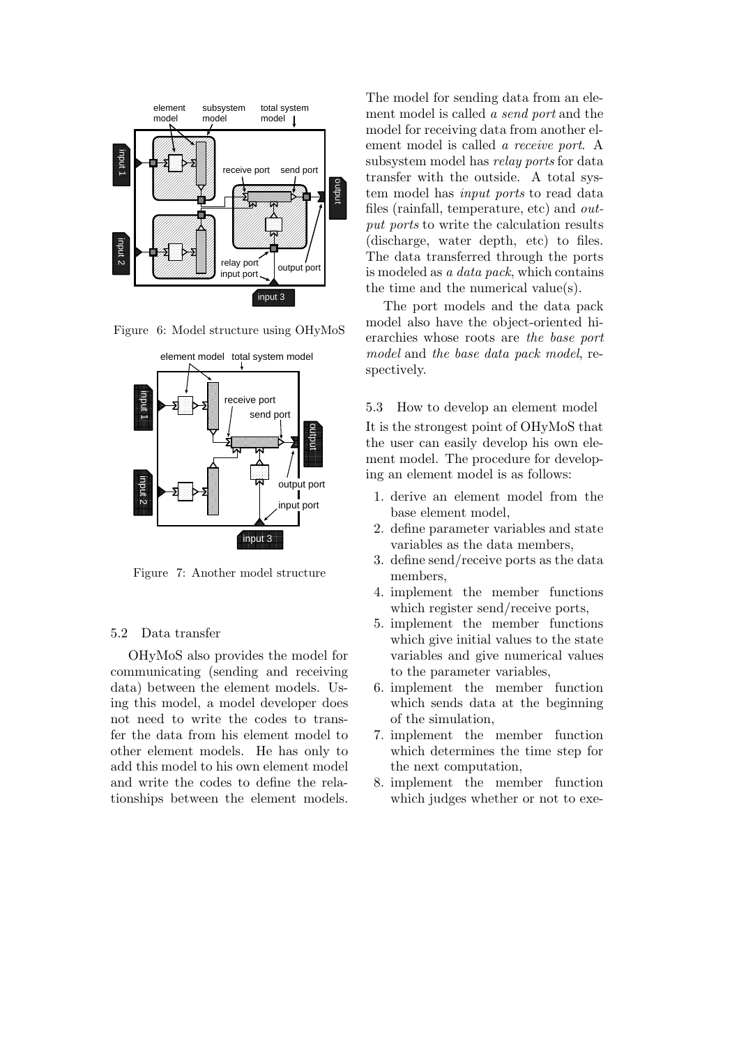Figure 6: Model structure using OHyMoS

Figure 7: Another model structure

### 5.2 Data transfer

OHyMoS also provides the model for communicating (sending and receiving data) between the element models. Using this model, a model developer does not need to write the codes to transfer the data from his element model to other element models. He has only to add this model to his own element model and write the codes to define the relationships between the element models. The model for sending data from an element model is called *a send port* and the model for receiving data from another element model is called *a receive port*. A subsystem model has *relay ports* for data transfer with the outside. A total system model has *input ports* to read data files (rainfall, temperature, etc) and *output ports* to write the calculation results (discharge, water depth, etc) to files. The data transferred through the ports is modeled as *a data pack*, which contains the time and the numerical value(s).

The port models and the data pack model also have the object-oriented hierarchies whose roots are *the base port model* and *the base data pack model*, respectively.

### 5.3 How to develop an element model

It is the strongest point of OHyMoS that the user can easily develop his own element model. The procedure for developing an element model is as follows:

1. derive an element model from the base element model,
2. define parameter variables and state variables as the data members,
3. define send/receive ports as the data members,
4. implement the member functions which register send/receive ports,
5. implement the member functions which give initial values to the state variables and give numerical values to the parameter variables,
6. implement the member function which sends data at the beginning of the simulation,
7. implement the member function which determines the time step for the next computation,
8. implement the member function which judges whether or not to exe-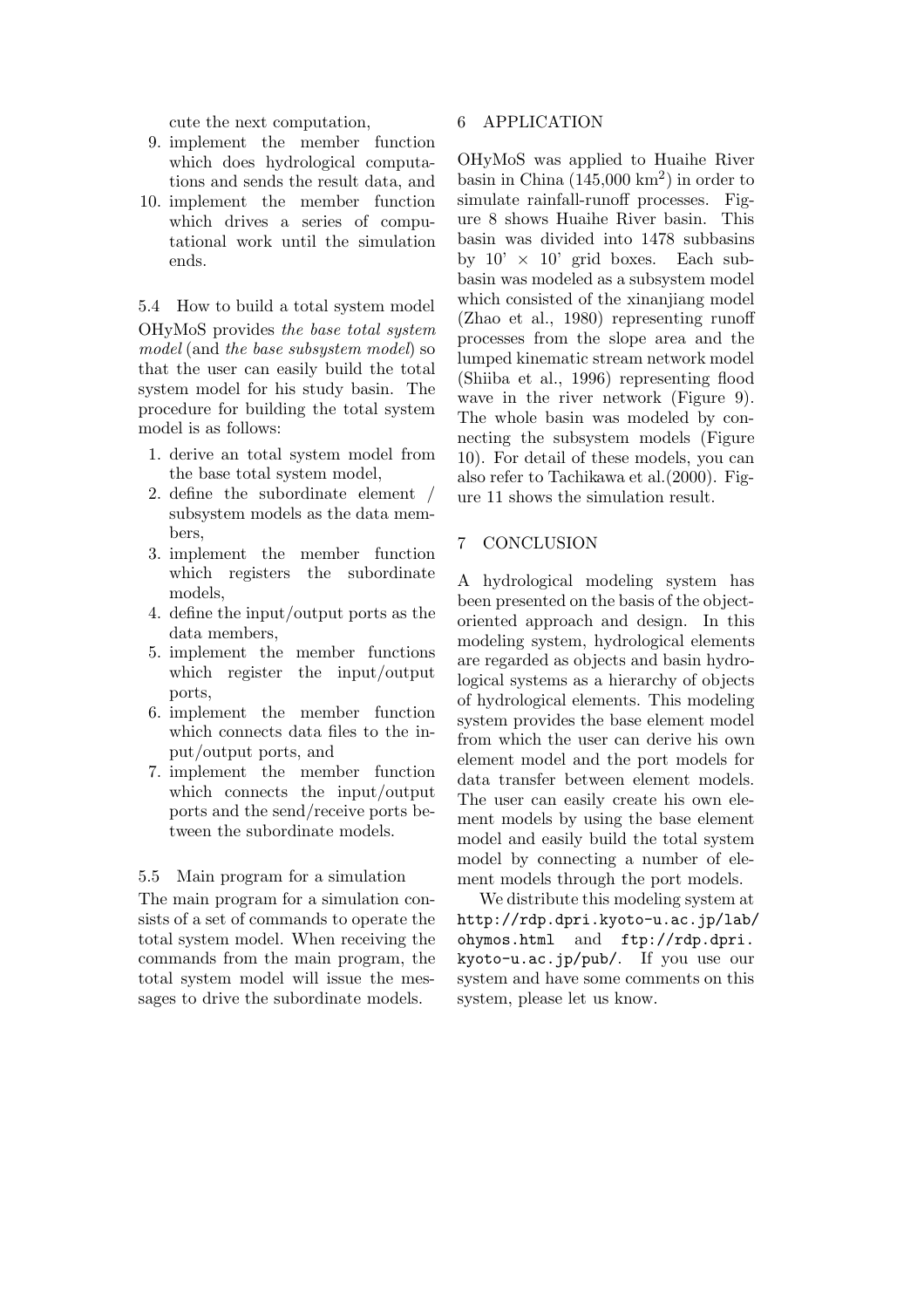cute the next computation,

9. implement the member function which does hydrological computations and sends the result data, and
10. implement the member function which drives a series of computational work until the simulation ends.

### 5.4 How to build a total system model

OHyMoS provides *the base total system model* (and *the base subsystem model*) so that the user can easily build the total system model for his study basin. The procedure for building the total system model is as follows:

1. derive an total system model from the base total system model,
2. define the subordinate element / subsystem models as the data members,
3. implement the member function which registers the subordinate models,
4. define the input/output ports as the data members,
5. implement the member functions which register the input/output ports,
6. implement the member function which connects data files to the input/output ports, and
7. implement the member function which connects the input/output ports and the send/receive ports between the subordinate models.

### 5.5 Main program for a simulation

The main program for a simulation consists of a set of commands to operate the total system model. When receiving the commands from the main program, the total system model will issue the messages to drive the subordinate models.

## 6 APPLICATION

OHyMoS was applied to Huaihe River basin in China (145,000 km$^2$) in order to simulate rainfall-runoff processes. Figure 8 shows Huaihe River basin. This basin was divided into 1478 subbasins by 10' × 10' grid boxes. Each subbasin was modeled as a subsystem model which consisted of the xinanjiang model (Zhao et al., 1980) representing runoff processes from the slope area and the lumped kinematic stream network model (Shiiba et al., 1996) representing flood wave in the river network (Figure 9). The whole basin was modeled by connecting the subsystem models (Figure 10). For detail of these models, you can also refer to Tachikawa et al.(2000). Figure 11 shows the simulation result.

## 7 CONCLUSION

A hydrological modeling system has been presented on the basis of the object-oriented approach and design. In this modeling system, hydrological elements are regarded as objects and basin hydrological systems as a hierarchy of objects of hydrological elements. This modeling system provides the base element model from which the user can derive his own element model and the port models for data transfer between element models. The user can easily create his own element models by using the base element model and easily build the total system model by connecting a number of element models through the port models.

We distribute this modeling system at `http://rdp.dpri.kyoto-u.ac.jp/lab/ohymos.html` and `ftp://rdp.dpri.kyoto-u.ac.jp/pub/`. If you use our system and have some comments on this system, please let us know.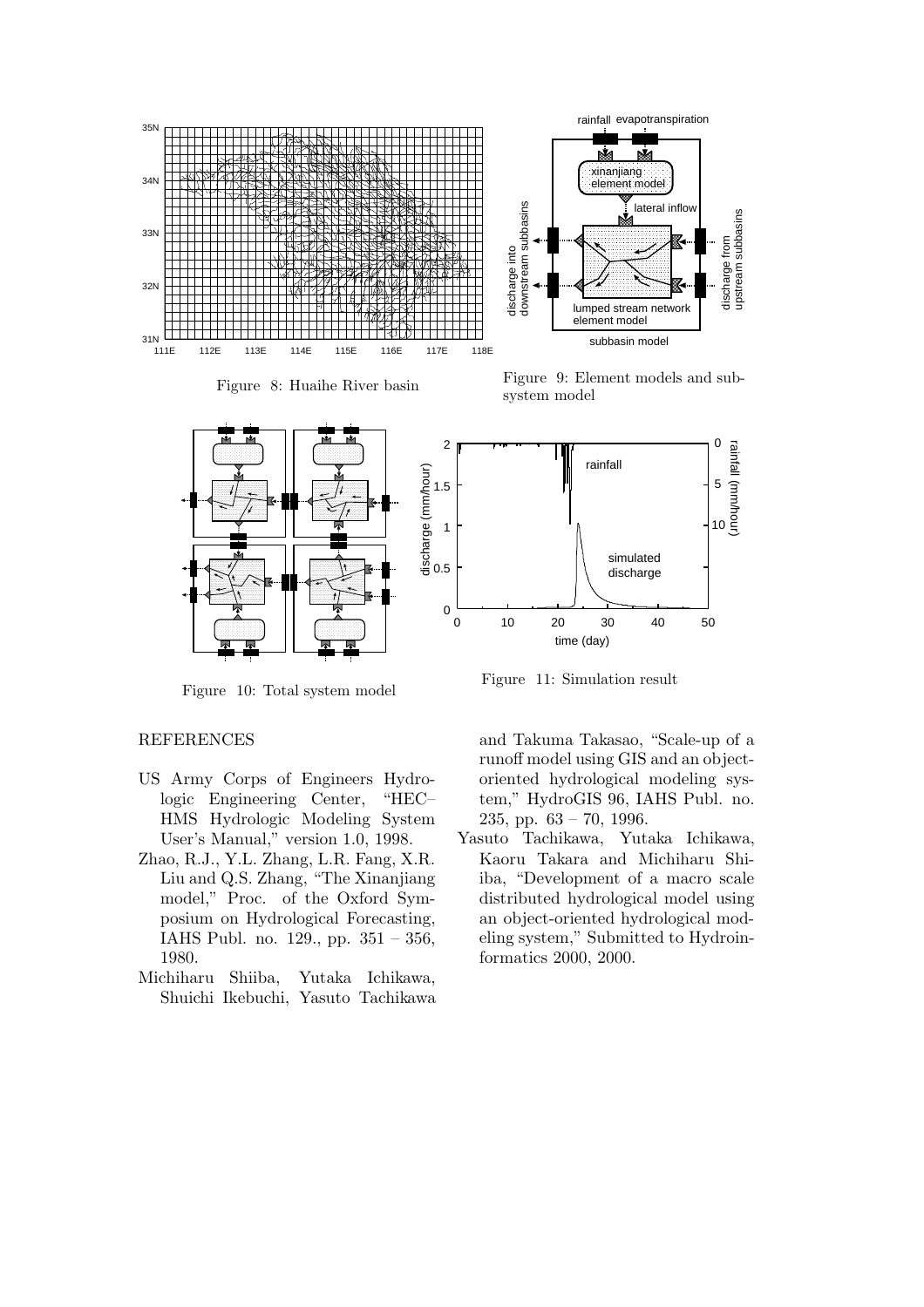35N
34N
33N
32N
31N
111E 112E 113E 114E 115E 116E 117E 118E

Figure 8: Huaihe River basin

rainfall evapotranspiration
xinanjiang element model
lateral inflow
discharge into downstream subbasins
discharge from upstream subbasins
lumped stream network element model
subbasin model

Figure 9: Element models and subsystem model

Figure 10: Total system model

2
1.5
1
0.5
0
discharge (mm/hour)
0 10 20 30 40 50
time (day)
rainfall
simulated discharge
0
5
10
rainfall (mm/hour)

Figure 11: Simulation result

## REFERENCES

US Army Corps of Engineers Hydrologic Engineering Center, "HEC–HMS Hydrologic Modeling System User's Manual," version 1.0, 1998.

Zhao, R.J., Y.L. Zhang, L.R. Fang, X.R. Liu and Q.S. Zhang, "The Xinanjiang model," Proc. of the Oxford Symposium on Hydrological Forecasting, IAHS Publ. no. 129., pp. 351 – 356, 1980.

Michiharu Shiiba, Yutaka Ichikawa, Shuichi Ikebuchi, Yasuto Tachikawa and Takuma Takasao, "Scale-up of a runoff model using GIS and an object-oriented hydrological modeling system," HydroGIS 96, IAHS Publ. no. 235, pp. 63 – 70, 1996.

Yasuto Tachikawa, Yutaka Ichikawa, Kaoru Takara and Michiharu Shiiba, "Development of a macro scale distributed hydrological model using an object-oriented hydrological modeling system," Submitted to Hydroinformatics 2000, 2000.